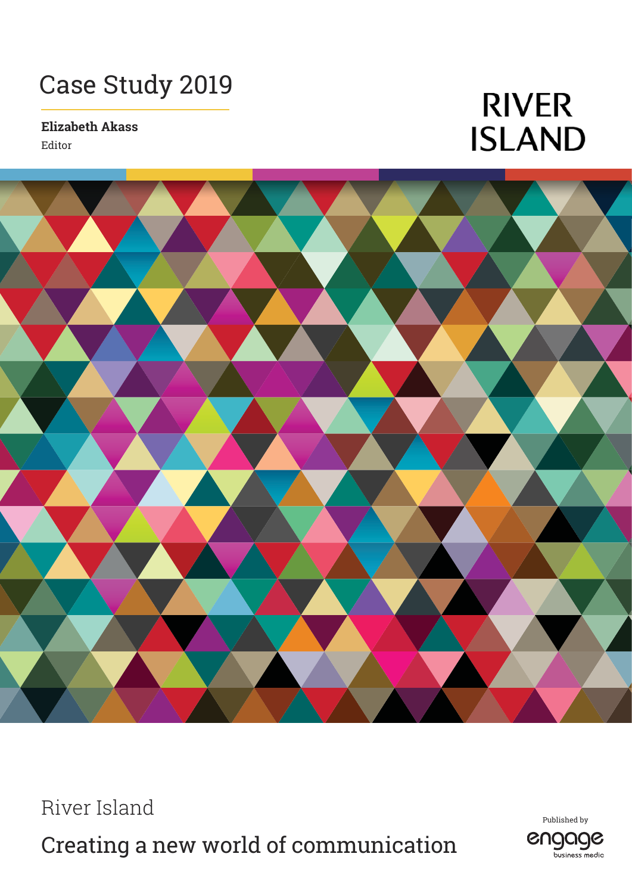Case Study 2019

**Elizabeth Akass**
Editor

RIVER ISLAND

# River Island

## Creating a new world of communication

Published by
engage business media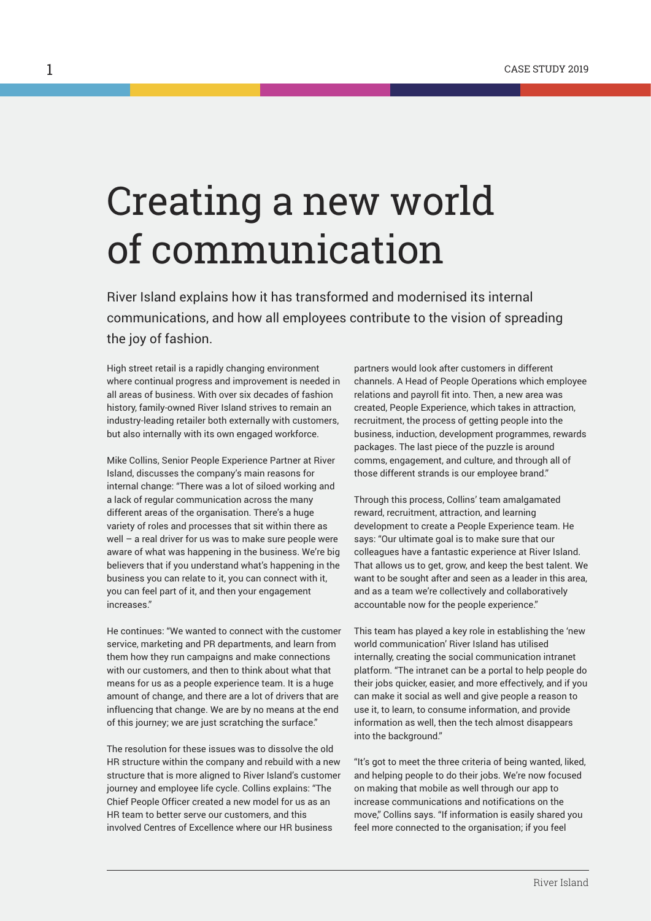# Creating a new world of communication

River Island explains how it has transformed and modernised its internal communications, and how all employees contribute to the vision of spreading the joy of fashion.

High street retail is a rapidly changing environment where continual progress and improvement is needed in all areas of business. With over six decades of fashion history, family-owned River Island strives to remain an industry-leading retailer both externally with customers, but also internally with its own engaged workforce.

Mike Collins, Senior People Experience Partner at River Island, discusses the company's main reasons for internal change: "There was a lot of siloed working and a lack of regular communication across the many different areas of the organisation. There's a huge variety of roles and processes that sit within there as well – a real driver for us was to make sure people were aware of what was happening in the business. We're big believers that if you understand what's happening in the business you can relate to it, you can connect with it, you can feel part of it, and then your engagement increases."

He continues: "We wanted to connect with the customer service, marketing and PR departments, and learn from them how they run campaigns and make connections with our customers, and then to think about what that means for us as a people experience team. It is a huge amount of change, and there are a lot of drivers that are influencing that change. We are by no means at the end of this journey; we are just scratching the surface."

The resolution for these issues was to dissolve the old HR structure within the company and rebuild with a new structure that is more aligned to River Island's customer journey and employee life cycle. Collins explains: "The Chief People Officer created a new model for us as an HR team to better serve our customers, and this involved Centres of Excellence where our HR business partners would look after customers in different channels. A Head of People Operations which employee relations and payroll fit into. Then, a new area was created, People Experience, which takes in attraction, recruitment, the process of getting people into the business, induction, development programmes, rewards packages. The last piece of the puzzle is around comms, engagement, and culture, and through all of those different strands is our employee brand."

Through this process, Collins' team amalgamated reward, recruitment, attraction, and learning development to create a People Experience team. He says: "Our ultimate goal is to make sure that our colleagues have a fantastic experience at River Island. That allows us to get, grow, and keep the best talent. We want to be sought after and seen as a leader in this area, and as a team we're collectively and collaboratively accountable now for the people experience."

This team has played a key role in establishing the 'new world communication' River Island has utilised internally, creating the social communication intranet platform. "The intranet can be a portal to help people do their jobs quicker, easier, and more effectively, and if you can make it social as well and give people a reason to use it, to learn, to consume information, and provide information as well, then the tech almost disappears into the background."

"It's got to meet the three criteria of being wanted, liked, and helping people to do their jobs. We're now focused on making that mobile as well through our app to increase communications and notifications on the move," Collins says. "If information is easily shared you feel more connected to the organisation; if you feel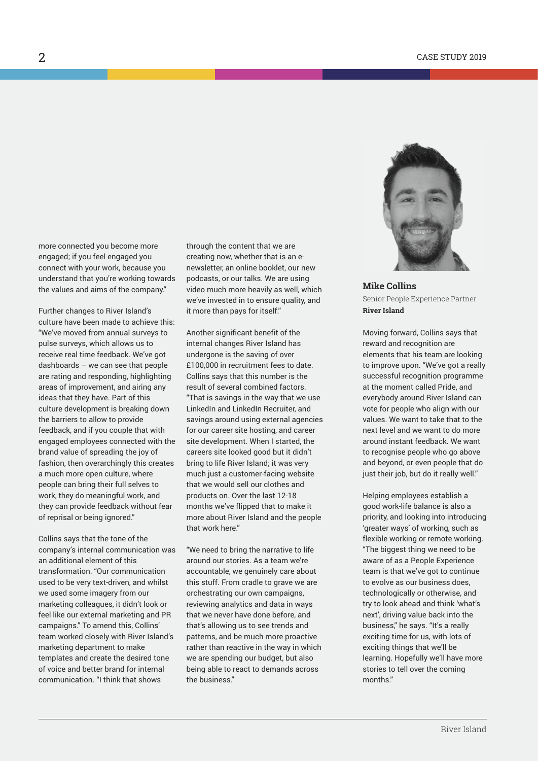more connected you become more engaged; if you feel engaged you connect with your work, because you understand that you're working towards the values and aims of the company."

Further changes to River Island's culture have been made to achieve this: "We've moved from annual surveys to pulse surveys, which allows us to receive real time feedback. We've got dashboards – we can see that people are rating and responding, highlighting areas of improvement, and airing any ideas that they have. Part of this culture development is breaking down the barriers to allow to provide feedback, and if you couple that with engaged employees connected with the brand value of spreading the joy of fashion, then overarchingly this creates a much more open culture, where people can bring their full selves to work, they do meaningful work, and they can provide feedback without fear of reprisal or being ignored."

Collins says that the tone of the company's internal communication was an additional element of this transformation. "Our communication used to be very text-driven, and whilst we used some imagery from our marketing colleagues, it didn't look or feel like our external marketing and PR campaigns." To amend this, Collins' team worked closely with River Island's marketing department to make templates and create the desired tone of voice and better brand for internal communication. "I think that shows through the content that we are creating now, whether that is an e-newsletter, an online booklet, our new podcasts, or our talks. We are using video much more heavily as well, which we've invested in to ensure quality, and it more than pays for itself."

Another significant benefit of the internal changes River Island has undergone is the saving of over £100,000 in recruitment fees to date. Collins says that this number is the result of several combined factors. "That is savings in the way that we use LinkedIn and LinkedIn Recruiter, and savings around using external agencies for our career site hosting, and career site development. When I started, the careers site looked good but it didn't bring to life River Island; it was very much just a customer-facing website that we would sell our clothes and products on. Over the last 12-18 months we've flipped that to make it more about River Island and the people that work here."

"We need to bring the narrative to life around our stories. As a team we're accountable, we genuinely care about this stuff. From cradle to grave we are orchestrating our own campaigns, reviewing analytics and data in ways that we never have done before, and that's allowing us to see trends and patterns, and be much more proactive rather than reactive in the way in which we are spending our budget, but also being able to react to demands across the business."

**Mike Collins**
Senior People Experience Partner
**River Island**

Moving forward, Collins says that reward and recognition are elements that his team are looking to improve upon. "We've got a really successful recognition programme at the moment called Pride, and everybody around River Island can vote for people who align with our values. We want to take that to the next level and we want to do more around instant feedback. We want to recognise people who go above and beyond, or even people that do just their job, but do it really well."

Helping employees establish a good work-life balance is also a priority, and looking into introducing 'greater ways' of working, such as flexible working or remote working. "The biggest thing we need to be aware of as a People Experience team is that we've got to continue to evolve as our business does, technologically or otherwise, and try to look ahead and think 'what's next', driving value back into the business," he says. "It's a really exciting time for us, with lots of exciting things that we'll be learning. Hopefully we'll have more stories to tell over the coming months."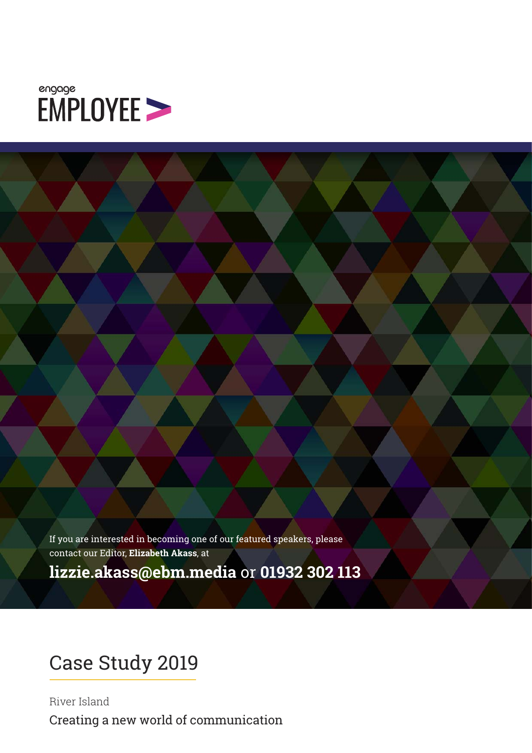engage

EMPLOYEE

If you are interested in becoming one of our featured speakers, please contact our Editor, **Elizabeth Akass**, at

**lizzie.akass@ebm.media** or **01932 302 113**

## Case Study 2019

River Island

Creating a new world of communication